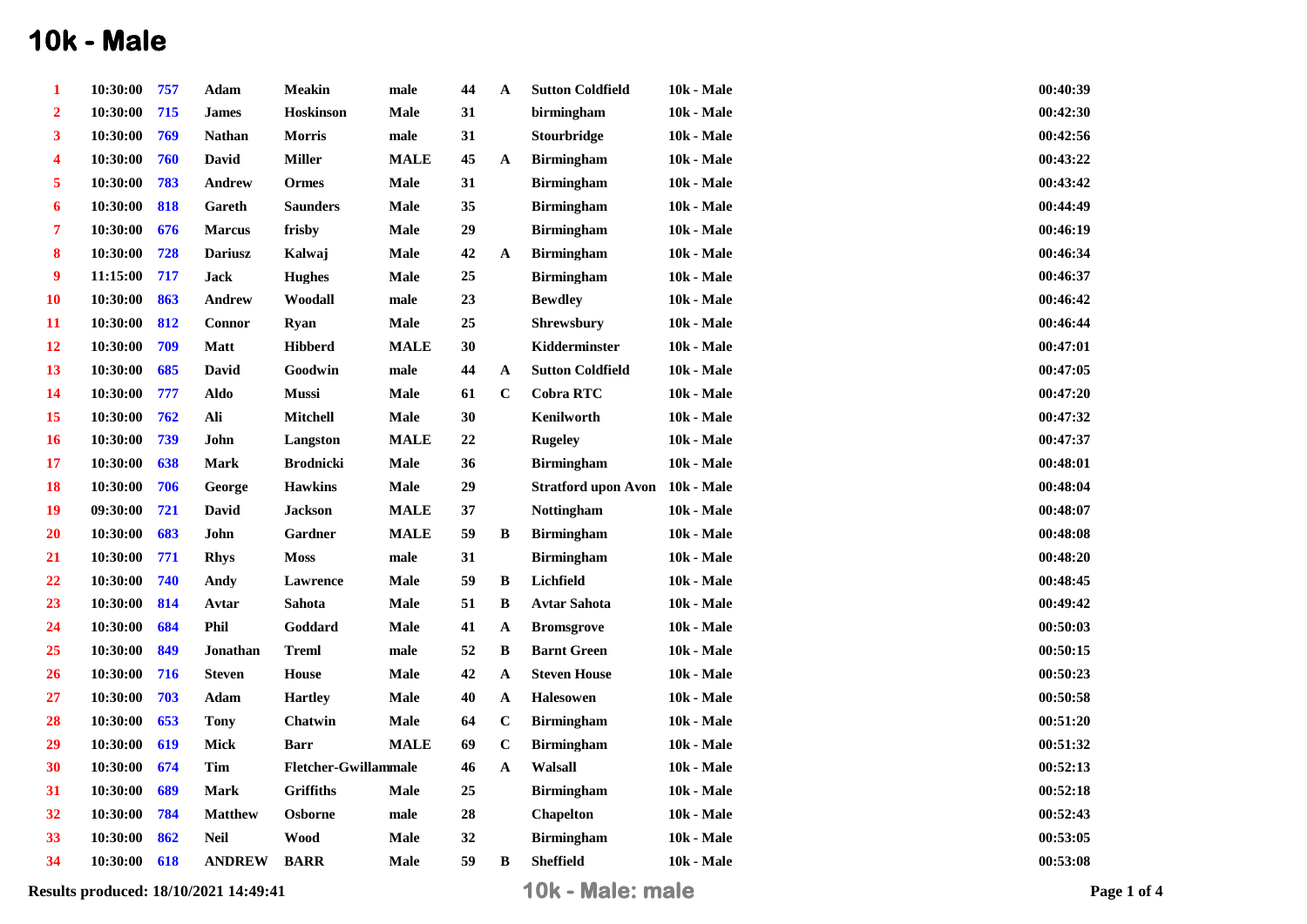# 10k - Male

| | | | | | | | | | | |
|---|---|---|---|---|---|---|---|---|---|---|
| 1 | 10:30:00 | 757 | Adam | Meakin | male | 44 | A | Sutton Coldfield | 10k - Male | 00:40:39 |
| 2 | 10:30:00 | 715 | James | Hoskinson | Male | 31 | | birmingham | 10k - Male | 00:42:30 |
| 3 | 10:30:00 | 769 | Nathan | Morris | male | 31 | | Stourbridge | 10k - Male | 00:42:56 |
| 4 | 10:30:00 | 760 | David | Miller | MALE | 45 | A | Birmingham | 10k - Male | 00:43:22 |
| 5 | 10:30:00 | 783 | Andrew | Ormes | Male | 31 | | Birmingham | 10k - Male | 00:43:42 |
| 6 | 10:30:00 | 818 | Gareth | Saunders | Male | 35 | | Birmingham | 10k - Male | 00:44:49 |
| 7 | 10:30:00 | 676 | Marcus | frisby | Male | 29 | | Birmingham | 10k - Male | 00:46:19 |
| 8 | 10:30:00 | 728 | Dariusz | Kalwaj | Male | 42 | A | Birmingham | 10k - Male | 00:46:34 |
| 9 | 11:15:00 | 717 | Jack | Hughes | Male | 25 | | Birmingham | 10k - Male | 00:46:37 |
| 10 | 10:30:00 | 863 | Andrew | Woodall | male | 23 | | Bewdley | 10k - Male | 00:46:42 |
| 11 | 10:30:00 | 812 | Connor | Ryan | Male | 25 | | Shrewsbury | 10k - Male | 00:46:44 |
| 12 | 10:30:00 | 709 | Matt | Hibberd | MALE | 30 | | Kidderminster | 10k - Male | 00:47:01 |
| 13 | 10:30:00 | 685 | David | Goodwin | male | 44 | A | Sutton Coldfield | 10k - Male | 00:47:05 |
| 14 | 10:30:00 | 777 | Aldo | Mussi | Male | 61 | C | Cobra RTC | 10k - Male | 00:47:20 |
| 15 | 10:30:00 | 762 | Ali | Mitchell | Male | 30 | | Kenilworth | 10k - Male | 00:47:32 |
| 16 | 10:30:00 | 739 | John | Langston | MALE | 22 | | Rugeley | 10k - Male | 00:47:37 |
| 17 | 10:30:00 | 638 | Mark | Brodnicki | Male | 36 | | Birmingham | 10k - Male | 00:48:01 |
| 18 | 10:30:00 | 706 | George | Hawkins | Male | 29 | | Stratford upon Avon | 10k - Male | 00:48:04 |
| 19 | 09:30:00 | 721 | David | Jackson | MALE | 37 | | Nottingham | 10k - Male | 00:48:07 |
| 20 | 10:30:00 | 683 | John | Gardner | MALE | 59 | B | Birmingham | 10k - Male | 00:48:08 |
| 21 | 10:30:00 | 771 | Rhys | Moss | male | 31 | | Birmingham | 10k - Male | 00:48:20 |
| 22 | 10:30:00 | 740 | Andy | Lawrence | Male | 59 | B | Lichfield | 10k - Male | 00:48:45 |
| 23 | 10:30:00 | 814 | Avtar | Sahota | Male | 51 | B | Avtar Sahota | 10k - Male | 00:49:42 |
| 24 | 10:30:00 | 684 | Phil | Goddard | Male | 41 | A | Bromsgrove | 10k - Male | 00:50:03 |
| 25 | 10:30:00 | 849 | Jonathan | Treml | male | 52 | B | Barnt Green | 10k - Male | 00:50:15 |
| 26 | 10:30:00 | 716 | Steven | House | Male | 42 | A | Steven House | 10k - Male | 00:50:23 |
| 27 | 10:30:00 | 703 | Adam | Hartley | Male | 40 | A | Halesowen | 10k - Male | 00:50:58 |
| 28 | 10:30:00 | 653 | Tony | Chatwin | Male | 64 | C | Birmingham | 10k - Male | 00:51:20 |
| 29 | 10:30:00 | 619 | Mick | Barr | MALE | 69 | C | Birmingham | 10k - Male | 00:51:32 |
| 30 | 10:30:00 | 674 | Tim | Fletcher-Gwillam | male | 46 | A | Walsall | 10k - Male | 00:52:13 |
| 31 | 10:30:00 | 689 | Mark | Griffiths | Male | 25 | | Birmingham | 10k - Male | 00:52:18 |
| 32 | 10:30:00 | 784 | Matthew | Osborne | male | 28 | | Chapelton | 10k - Male | 00:52:43 |
| 33 | 10:30:00 | 862 | Neil | Wood | Male | 32 | | Birmingham | 10k - Male | 00:53:05 |
| 34 | 10:30:00 | 618 | ANDREW | BARR | Male | 59 | B | Sheffield | 10k - Male | 00:53:08 |

Results produced: 18/10/2021 14:49:41

10k - Male: male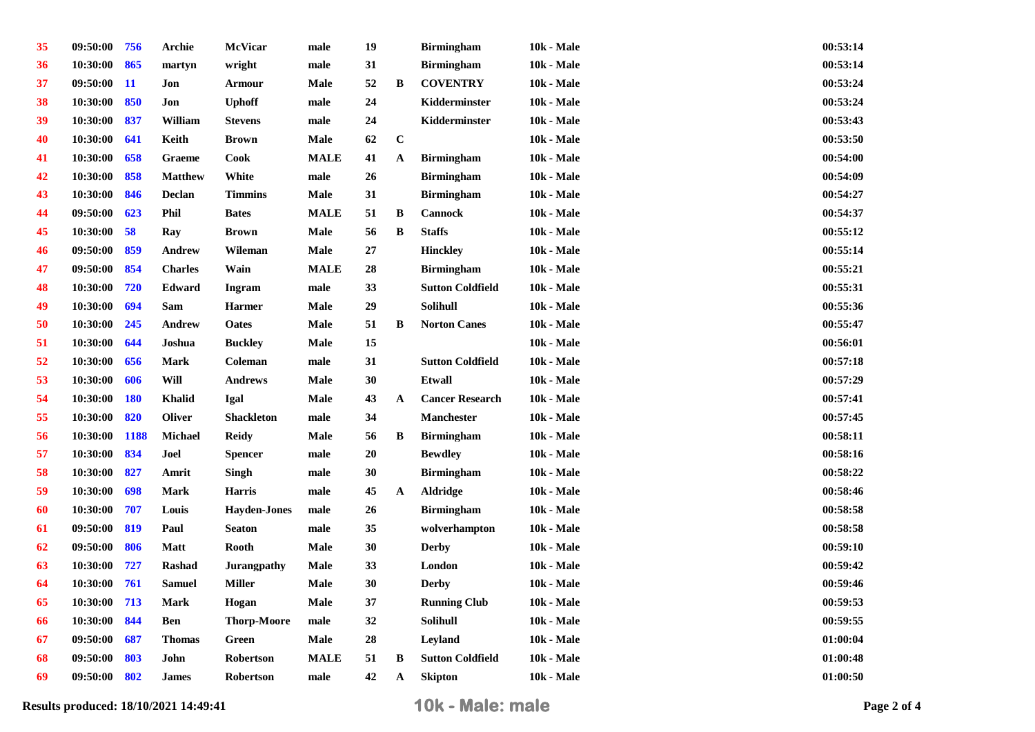| | | | | | | | | | | |
|---|---|---|---|---|---|---|---|---|---|---|
| 35 | 09:50:00 | 756 | Archie | McVicar | male | 19 | | Birmingham | 10k - Male | 00:53:14 |
| 36 | 10:30:00 | 865 | martyn | wright | male | 31 | | Birmingham | 10k - Male | 00:53:14 |
| 37 | 09:50:00 | 11 | Jon | Armour | Male | 52 | B | COVENTRY | 10k - Male | 00:53:24 |
| 38 | 10:30:00 | 850 | Jon | Uphoff | male | 24 | | Kidderminster | 10k - Male | 00:53:24 |
| 39 | 10:30:00 | 837 | William | Stevens | male | 24 | | Kidderminster | 10k - Male | 00:53:43 |
| 40 | 10:30:00 | 641 | Keith | Brown | Male | 62 | C | | 10k - Male | 00:53:50 |
| 41 | 10:30:00 | 658 | Graeme | Cook | MALE | 41 | A | Birmingham | 10k - Male | 00:54:00 |
| 42 | 10:30:00 | 858 | Matthew | White | male | 26 | | Birmingham | 10k - Male | 00:54:09 |
| 43 | 10:30:00 | 846 | Declan | Timmins | Male | 31 | | Birmingham | 10k - Male | 00:54:27 |
| 44 | 09:50:00 | 623 | Phil | Bates | MALE | 51 | B | Cannock | 10k - Male | 00:54:37 |
| 45 | 10:30:00 | 58 | Ray | Brown | Male | 56 | B | Staffs | 10k - Male | 00:55:12 |
| 46 | 09:50:00 | 859 | Andrew | Wileman | Male | 27 | | Hinckley | 10k - Male | 00:55:14 |
| 47 | 09:50:00 | 854 | Charles | Wain | MALE | 28 | | Birmingham | 10k - Male | 00:55:21 |
| 48 | 10:30:00 | 720 | Edward | Ingram | male | 33 | | Sutton Coldfield | 10k - Male | 00:55:31 |
| 49 | 10:30:00 | 694 | Sam | Harmer | Male | 29 | | Solihull | 10k - Male | 00:55:36 |
| 50 | 10:30:00 | 245 | Andrew | Oates | Male | 51 | B | Norton Canes | 10k - Male | 00:55:47 |
| 51 | 10:30:00 | 644 | Joshua | Buckley | Male | 15 | | | 10k - Male | 00:56:01 |
| 52 | 10:30:00 | 656 | Mark | Coleman | male | 31 | | Sutton Coldfield | 10k - Male | 00:57:18 |
| 53 | 10:30:00 | 606 | Will | Andrews | Male | 30 | | Etwall | 10k - Male | 00:57:29 |
| 54 | 10:30:00 | 180 | Khalid | Igal | Male | 43 | A | Cancer Research | 10k - Male | 00:57:41 |
| 55 | 10:30:00 | 820 | Oliver | Shackleton | male | 34 | | Manchester | 10k - Male | 00:57:45 |
| 56 | 10:30:00 | 1188 | Michael | Reidy | Male | 56 | B | Birmingham | 10k - Male | 00:58:11 |
| 57 | 10:30:00 | 834 | Joel | Spencer | male | 20 | | Bewdley | 10k - Male | 00:58:16 |
| 58 | 10:30:00 | 827 | Amrit | Singh | male | 30 | | Birmingham | 10k - Male | 00:58:22 |
| 59 | 10:30:00 | 698 | Mark | Harris | male | 45 | A | Aldridge | 10k - Male | 00:58:46 |
| 60 | 10:30:00 | 707 | Louis | Hayden-Jones | male | 26 | | Birmingham | 10k - Male | 00:58:58 |
| 61 | 09:50:00 | 819 | Paul | Seaton | male | 35 | | wolverhampton | 10k - Male | 00:58:58 |
| 62 | 09:50:00 | 806 | Matt | Rooth | Male | 30 | | Derby | 10k - Male | 00:59:10 |
| 63 | 10:30:00 | 727 | Rashad | Jurangpathy | Male | 33 | | London | 10k - Male | 00:59:42 |
| 64 | 10:30:00 | 761 | Samuel | Miller | Male | 30 | | Derby | 10k - Male | 00:59:46 |
| 65 | 10:30:00 | 713 | Mark | Hogan | Male | 37 | | Running Club | 10k - Male | 00:59:53 |
| 66 | 10:30:00 | 844 | Ben | Thorp-Moore | male | 32 | | Solihull | 10k - Male | 00:59:55 |
| 67 | 09:50:00 | 687 | Thomas | Green | Male | 28 | | Leyland | 10k - Male | 01:00:04 |
| 68 | 09:50:00 | 803 | John | Robertson | MALE | 51 | B | Sutton Coldfield | 10k - Male | 01:00:48 |
| 69 | 09:50:00 | 802 | James | Robertson | male | 42 | A | Skipton | 10k - Male | 01:00:50 |

Results produced: 18/10/2021 14:49:41

10k - Male: male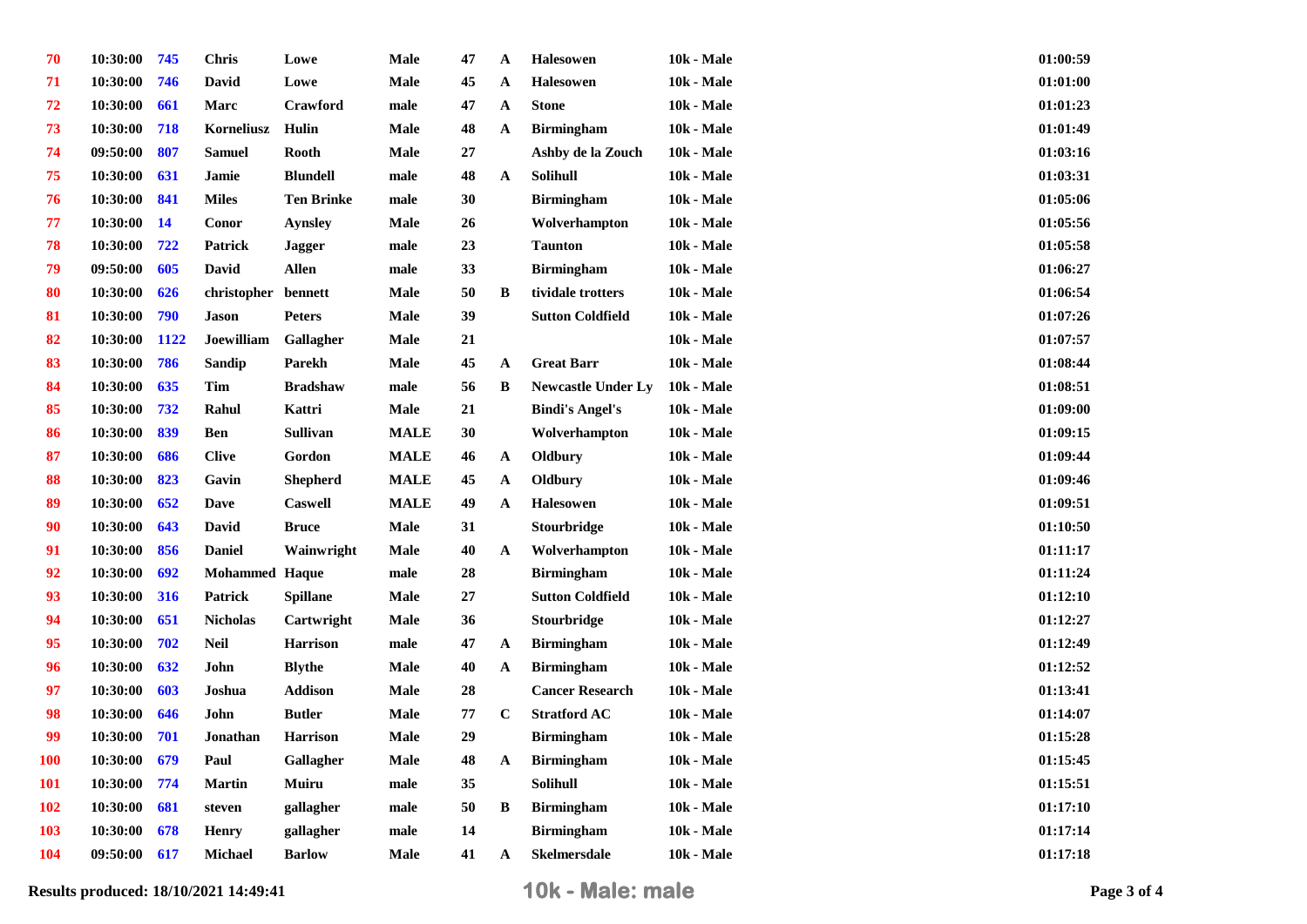| | | | | | | | | | | |
|---|---|---|---|---|---|---|---|---|---|---|
| 70 | 10:30:00 | 745 | Chris | Lowe | Male | 47 | A | Halesowen | 10k - Male | 01:00:59 |
| 71 | 10:30:00 | 746 | David | Lowe | Male | 45 | A | Halesowen | 10k - Male | 01:01:00 |
| 72 | 10:30:00 | 661 | Marc | Crawford | male | 47 | A | Stone | 10k - Male | 01:01:23 |
| 73 | 10:30:00 | 718 | Korneliusz | Hulin | Male | 48 | A | Birmingham | 10k - Male | 01:01:49 |
| 74 | 09:50:00 | 807 | Samuel | Rooth | Male | 27 | | Ashby de la Zouch | 10k - Male | 01:03:16 |
| 75 | 10:30:00 | 631 | Jamie | Blundell | male | 48 | A | Solihull | 10k - Male | 01:03:31 |
| 76 | 10:30:00 | 841 | Miles | Ten Brinke | male | 30 | | Birmingham | 10k - Male | 01:05:06 |
| 77 | 10:30:00 | 14 | Conor | Aynsley | Male | 26 | | Wolverhampton | 10k - Male | 01:05:56 |
| 78 | 10:30:00 | 722 | Patrick | Jagger | male | 23 | | Taunton | 10k - Male | 01:05:58 |
| 79 | 09:50:00 | 605 | David | Allen | male | 33 | | Birmingham | 10k - Male | 01:06:27 |
| 80 | 10:30:00 | 626 | christopher | bennett | Male | 50 | B | tividale trotters | 10k - Male | 01:06:54 |
| 81 | 10:30:00 | 790 | Jason | Peters | Male | 39 | | Sutton Coldfield | 10k - Male | 01:07:26 |
| 82 | 10:30:00 | 1122 | Joewilliam | Gallagher | Male | 21 | | | 10k - Male | 01:07:57 |
| 83 | 10:30:00 | 786 | Sandip | Parekh | Male | 45 | A | Great Barr | 10k - Male | 01:08:44 |
| 84 | 10:30:00 | 635 | Tim | Bradshaw | male | 56 | B | Newcastle Under Ly | 10k - Male | 01:08:51 |
| 85 | 10:30:00 | 732 | Rahul | Kattri | Male | 21 | | Bindi's Angel's | 10k - Male | 01:09:00 |
| 86 | 10:30:00 | 839 | Ben | Sullivan | MALE | 30 | | Wolverhampton | 10k - Male | 01:09:15 |
| 87 | 10:30:00 | 686 | Clive | Gordon | MALE | 46 | A | Oldbury | 10k - Male | 01:09:44 |
| 88 | 10:30:00 | 823 | Gavin | Shepherd | MALE | 45 | A | Oldbury | 10k - Male | 01:09:46 |
| 89 | 10:30:00 | 652 | Dave | Caswell | MALE | 49 | A | Halesowen | 10k - Male | 01:09:51 |
| 90 | 10:30:00 | 643 | David | Bruce | Male | 31 | | Stourbridge | 10k - Male | 01:10:50 |
| 91 | 10:30:00 | 856 | Daniel | Wainwright | Male | 40 | A | Wolverhampton | 10k - Male | 01:11:17 |
| 92 | 10:30:00 | 692 | Mohammed | Haque | male | 28 | | Birmingham | 10k - Male | 01:11:24 |
| 93 | 10:30:00 | 316 | Patrick | Spillane | Male | 27 | | Sutton Coldfield | 10k - Male | 01:12:10 |
| 94 | 10:30:00 | 651 | Nicholas | Cartwright | Male | 36 | | Stourbridge | 10k - Male | 01:12:27 |
| 95 | 10:30:00 | 702 | Neil | Harrison | male | 47 | A | Birmingham | 10k - Male | 01:12:49 |
| 96 | 10:30:00 | 632 | John | Blythe | Male | 40 | A | Birmingham | 10k - Male | 01:12:52 |
| 97 | 10:30:00 | 603 | Joshua | Addison | Male | 28 | | Cancer Research | 10k - Male | 01:13:41 |
| 98 | 10:30:00 | 646 | John | Butler | Male | 77 | C | Stratford AC | 10k - Male | 01:14:07 |
| 99 | 10:30:00 | 701 | Jonathan | Harrison | Male | 29 | | Birmingham | 10k - Male | 01:15:28 |
| 100 | 10:30:00 | 679 | Paul | Gallagher | Male | 48 | A | Birmingham | 10k - Male | 01:15:45 |
| 101 | 10:30:00 | 774 | Martin | Muiru | male | 35 | | Solihull | 10k - Male | 01:15:51 |
| 102 | 10:30:00 | 681 | steven | gallagher | male | 50 | B | Birmingham | 10k - Male | 01:17:10 |
| 103 | 10:30:00 | 678 | Henry | gallagher | male | 14 | | Birmingham | 10k - Male | 01:17:14 |
| 104 | 09:50:00 | 617 | Michael | Barlow | Male | 41 | A | Skelmersdale | 10k - Male | 01:17:18 |

Results produced: 18/10/2021 14:49:41

**10k - Male: male**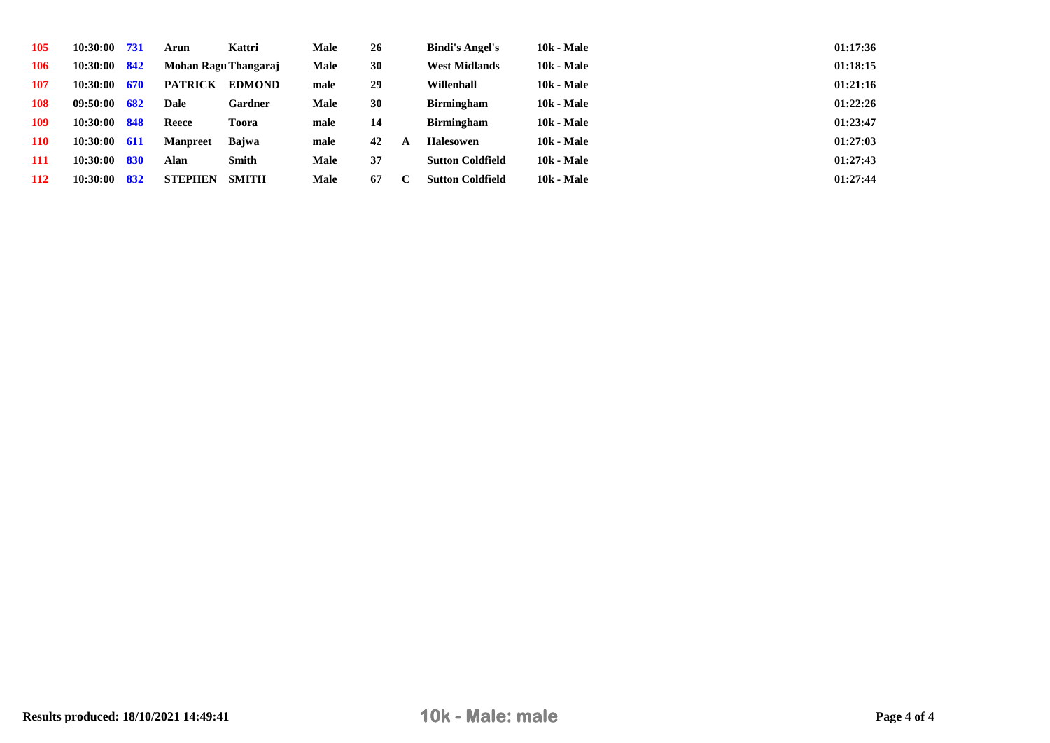| | | | | | | | | | | |
|---|---|---|---|---|---|---|---|---|---|---|
| 105 | 10:30:00 | 731 | Arun | Kattri | Male | 26 | | Bindi's Angel's | 10k - Male | 01:17:36 |
| 106 | 10:30:00 | 842 | Mohan Ragu | Thangaraj | Male | 30 | | West Midlands | 10k - Male | 01:18:15 |
| 107 | 10:30:00 | 670 | PATRICK | EDMOND | male | 29 | | Willenhall | 10k - Male | 01:21:16 |
| 108 | 09:50:00 | 682 | Dale | Gardner | Male | 30 | | Birmingham | 10k - Male | 01:22:26 |
| 109 | 10:30:00 | 848 | Reece | Toora | male | 14 | | Birmingham | 10k - Male | 01:23:47 |
| 110 | 10:30:00 | 611 | Manpreet | Bajwa | male | 42 | A | Halesowen | 10k - Male | 01:27:03 |
| 111 | 10:30:00 | 830 | Alan | Smith | Male | 37 | | Sutton Coldfield | 10k - Male | 01:27:43 |
| 112 | 10:30:00 | 832 | STEPHEN | SMITH | Male | 67 | C | Sutton Coldfield | 10k - Male | 01:27:44 |

Results produced: 18/10/2021 14:49:41

**10k - Male: male**